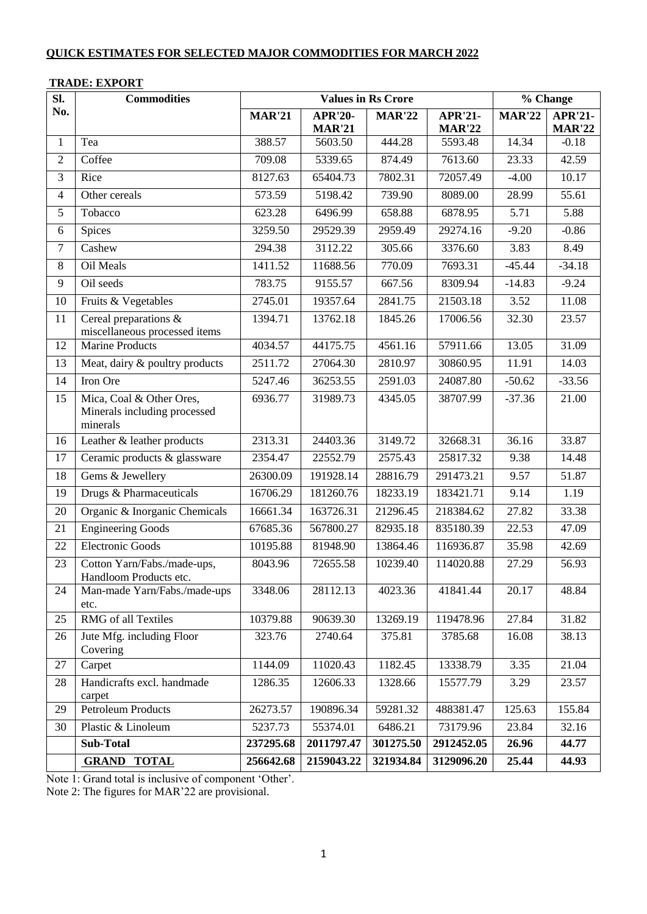**QUICK ESTIMATES FOR SELECTED MAJOR COMMODITIES FOR MARCH 2022**

**TRADE: EXPORT**

| Sl. No. | Commodities | Values in Rs Crore | | | | % Change | |
|---|---|---|---|---|---|---|---|
| | | **MAR'21** | **APR'20-MAR'21** | **MAR'22** | **APR'21-MAR'22** | **MAR'22** | **APR'21-MAR'22** |
| 1 | Tea | 388.57 | 5603.50 | 444.28 | 5593.48 | 14.34 | -0.18 |
| 2 | Coffee | 709.08 | 5339.65 | 874.49 | 7613.60 | 23.33 | 42.59 |
| 3 | Rice | 8127.63 | 65404.73 | 7802.31 | 72057.49 | -4.00 | 10.17 |
| 4 | Other cereals | 573.59 | 5198.42 | 739.90 | 8089.00 | 28.99 | 55.61 |
| 5 | Tobacco | 623.28 | 6496.99 | 658.88 | 6878.95 | 5.71 | 5.88 |
| 6 | Spices | 3259.50 | 29529.39 | 2959.49 | 29274.16 | -9.20 | -0.86 |
| 7 | Cashew | 294.38 | 3112.22 | 305.66 | 3376.60 | 3.83 | 8.49 |
| 8 | Oil Meals | 1411.52 | 11688.56 | 770.09 | 7693.31 | -45.44 | -34.18 |
| 9 | Oil seeds | 783.75 | 9155.57 | 667.56 | 8309.94 | -14.83 | -9.24 |
| 10 | Fruits & Vegetables | 2745.01 | 19357.64 | 2841.75 | 21503.18 | 3.52 | 11.08 |
| 11 | Cereal preparations & miscellaneous processed items | 1394.71 | 13762.18 | 1845.26 | 17006.56 | 32.30 | 23.57 |
| 12 | Marine Products | 4034.57 | 44175.75 | 4561.16 | 57911.66 | 13.05 | 31.09 |
| 13 | Meat, dairy & poultry products | 2511.72 | 27064.30 | 2810.97 | 30860.95 | 11.91 | 14.03 |
| 14 | Iron Ore | 5247.46 | 36253.55 | 2591.03 | 24087.80 | -50.62 | -33.56 |
| 15 | Mica, Coal & Other Ores, Minerals including processed minerals | 6936.77 | 31989.73 | 4345.05 | 38707.99 | -37.36 | 21.00 |
| 16 | Leather & leather products | 2313.31 | 24403.36 | 3149.72 | 32668.31 | 36.16 | 33.87 |
| 17 | Ceramic products & glassware | 2354.47 | 22552.79 | 2575.43 | 25817.32 | 9.38 | 14.48 |
| 18 | Gems & Jewellery | 26300.09 | 191928.14 | 28816.79 | 291473.21 | 9.57 | 51.87 |
| 19 | Drugs & Pharmaceuticals | 16706.29 | 181260.76 | 18233.19 | 183421.71 | 9.14 | 1.19 |
| 20 | Organic & Inorganic Chemicals | 16661.34 | 163726.31 | 21296.45 | 218384.62 | 27.82 | 33.38 |
| 21 | Engineering Goods | 67685.36 | 567800.27 | 82935.18 | 835180.39 | 22.53 | 47.09 |
| 22 | Electronic Goods | 10195.88 | 81948.90 | 13864.46 | 116936.87 | 35.98 | 42.69 |
| 23 | Cotton Yarn/Fabs./made-ups, Handloom Products etc. | 8043.96 | 72655.58 | 10239.40 | 114020.88 | 27.29 | 56.93 |
| 24 | Man-made Yarn/Fabs./made-ups etc. | 3348.06 | 28112.13 | 4023.36 | 41841.44 | 20.17 | 48.84 |
| 25 | RMG of all Textiles | 10379.88 | 90639.30 | 13269.19 | 119478.96 | 27.84 | 31.82 |
| 26 | Jute Mfg. including Floor Covering | 323.76 | 2740.64 | 375.81 | 3785.68 | 16.08 | 38.13 |
| 27 | Carpet | 1144.09 | 11020.43 | 1182.45 | 13338.79 | 3.35 | 21.04 |
| 28 | Handicrafts excl. handmade carpet | 1286.35 | 12606.33 | 1328.66 | 15577.79 | 3.29 | 23.57 |
| 29 | Petroleum Products | 26273.57 | 190896.34 | 59281.32 | 488381.47 | 125.63 | 155.84 |
| 30 | Plastic & Linoleum | 5237.73 | 55374.01 | 6486.21 | 73179.96 | 23.84 | 32.16 |
| | **Sub-Total** | **237295.68** | **2011797.47** | **301275.50** | **2912452.05** | **26.96** | **44.77** |
| | **GRAND TOTAL** | **256642.68** | **2159043.22** | **321934.84** | **3129096.20** | **25.44** | **44.93** |

Note 1: Grand total is inclusive of component 'Other'.

Note 2: The figures for MAR'22 are provisional.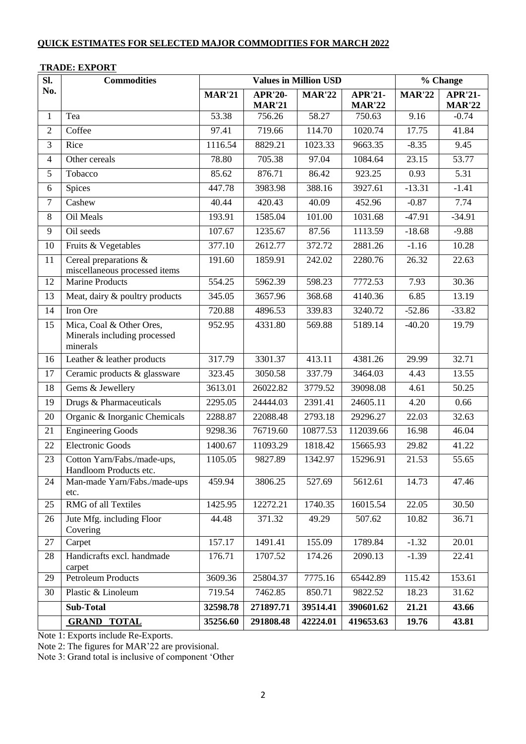**QUICK ESTIMATES FOR SELECTED MAJOR COMMODITIES FOR MARCH 2022**

**TRADE: EXPORT**

| Sl. No. | Commodities | Values in Million USD | | | | % Change | |
|---|---|---|---|---|---|---|---|
| | | **MAR'21** | **APR'20-MAR'21** | **MAR'22** | **APR'21-MAR'22** | **MAR'22** | **APR'21-MAR'22** |
| 1 | Tea | 53.38 | 756.26 | 58.27 | 750.63 | 9.16 | -0.74 |
| 2 | Coffee | 97.41 | 719.66 | 114.70 | 1020.74 | 17.75 | 41.84 |
| 3 | Rice | 1116.54 | 8829.21 | 1023.33 | 9663.35 | -8.35 | 9.45 |
| 4 | Other cereals | 78.80 | 705.38 | 97.04 | 1084.64 | 23.15 | 53.77 |
| 5 | Tobacco | 85.62 | 876.71 | 86.42 | 923.25 | 0.93 | 5.31 |
| 6 | Spices | 447.78 | 3983.98 | 388.16 | 3927.61 | -13.31 | -1.41 |
| 7 | Cashew | 40.44 | 420.43 | 40.09 | 452.96 | -0.87 | 7.74 |
| 8 | Oil Meals | 193.91 | 1585.04 | 101.00 | 1031.68 | -47.91 | -34.91 |
| 9 | Oil seeds | 107.67 | 1235.67 | 87.56 | 1113.59 | -18.68 | -9.88 |
| 10 | Fruits & Vegetables | 377.10 | 2612.77 | 372.72 | 2881.26 | -1.16 | 10.28 |
| 11 | Cereal preparations & miscellaneous processed items | 191.60 | 1859.91 | 242.02 | 2280.76 | 26.32 | 22.63 |
| 12 | Marine Products | 554.25 | 5962.39 | 598.23 | 7772.53 | 7.93 | 30.36 |
| 13 | Meat, dairy & poultry products | 345.05 | 3657.96 | 368.68 | 4140.36 | 6.85 | 13.19 |
| 14 | Iron Ore | 720.88 | 4896.53 | 339.83 | 3240.72 | -52.86 | -33.82 |
| 15 | Mica, Coal & Other Ores, Minerals including processed minerals | 952.95 | 4331.80 | 569.88 | 5189.14 | -40.20 | 19.79 |
| 16 | Leather & leather products | 317.79 | 3301.37 | 413.11 | 4381.26 | 29.99 | 32.71 |
| 17 | Ceramic products & glassware | 323.45 | 3050.58 | 337.79 | 3464.03 | 4.43 | 13.55 |
| 18 | Gems & Jewellery | 3613.01 | 26022.82 | 3779.52 | 39098.08 | 4.61 | 50.25 |
| 19 | Drugs & Pharmaceuticals | 2295.05 | 24444.03 | 2391.41 | 24605.11 | 4.20 | 0.66 |
| 20 | Organic & Inorganic Chemicals | 2288.87 | 22088.48 | 2793.18 | 29296.27 | 22.03 | 32.63 |
| 21 | Engineering Goods | 9298.36 | 76719.60 | 10877.53 | 112039.66 | 16.98 | 46.04 |
| 22 | Electronic Goods | 1400.67 | 11093.29 | 1818.42 | 15665.93 | 29.82 | 41.22 |
| 23 | Cotton Yarn/Fabs./made-ups, Handloom Products etc. | 1105.05 | 9827.89 | 1342.97 | 15296.91 | 21.53 | 55.65 |
| 24 | Man-made Yarn/Fabs./made-ups etc. | 459.94 | 3806.25 | 527.69 | 5612.61 | 14.73 | 47.46 |
| 25 | RMG of all Textiles | 1425.95 | 12272.21 | 1740.35 | 16015.54 | 22.05 | 30.50 |
| 26 | Jute Mfg. including Floor Covering | 44.48 | 371.32 | 49.29 | 507.62 | 10.82 | 36.71 |
| 27 | Carpet | 157.17 | 1491.41 | 155.09 | 1789.84 | -1.32 | 20.01 |
| 28 | Handicrafts excl. handmade carpet | 176.71 | 1707.52 | 174.26 | 2090.13 | -1.39 | 22.41 |
| 29 | Petroleum Products | 3609.36 | 25804.37 | 7775.16 | 65442.89 | 115.42 | 153.61 |
| 30 | Plastic & Linoleum | 719.54 | 7462.85 | 850.71 | 9822.52 | 18.23 | 31.62 |
| | **Sub-Total** | **32598.78** | **271897.71** | **39514.41** | **390601.62** | **21.21** | **43.66** |
| | **GRAND TOTAL** | **35256.60** | **291808.48** | **42224.01** | **419653.63** | **19.76** | **43.81** |

Note 1: Exports include Re-Exports.

Note 2: The figures for MAR'22 are provisional.

Note 3: Grand total is inclusive of component 'Other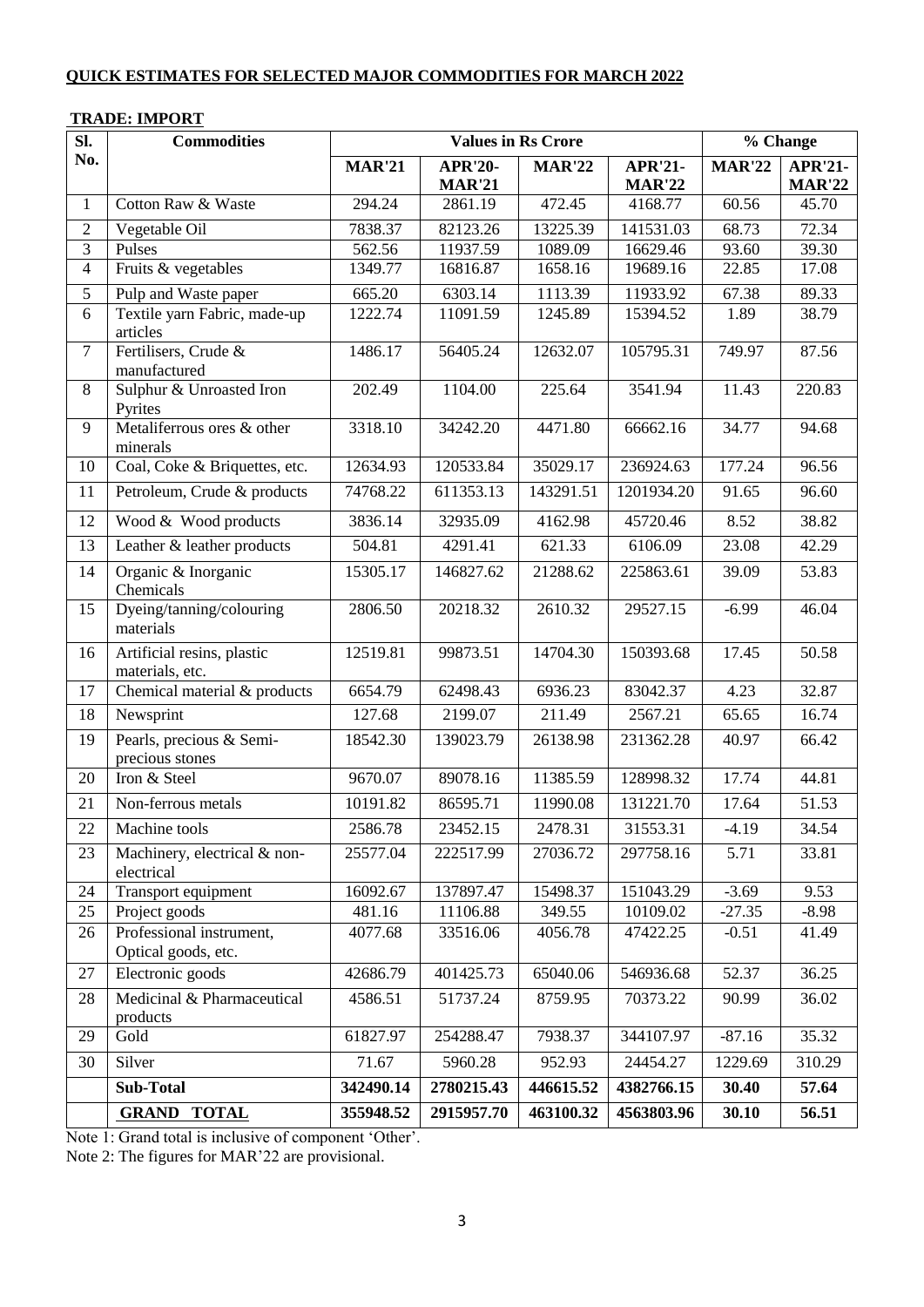**QUICK ESTIMATES FOR SELECTED MAJOR COMMODITIES FOR MARCH 2022**

**TRADE: IMPORT**

| Sl. No. | Commodities | Values in Rs Crore | | | | % Change | |
|---|---|---|---|---|---|---|---|
| | | **MAR'21** | **APR'20-MAR'21** | **MAR'22** | **APR'21-MAR'22** | **MAR'22** | **APR'21-MAR'22** |
| 1 | Cotton Raw & Waste | 294.24 | 2861.19 | 472.45 | 4168.77 | 60.56 | 45.70 |
| 2 | Vegetable Oil | 7838.37 | 82123.26 | 13225.39 | 141531.03 | 68.73 | 72.34 |
| 3 | Pulses | 562.56 | 11937.59 | 1089.09 | 16629.46 | 93.60 | 39.30 |
| 4 | Fruits & vegetables | 1349.77 | 16816.87 | 1658.16 | 19689.16 | 22.85 | 17.08 |
| 5 | Pulp and Waste paper | 665.20 | 6303.14 | 1113.39 | 11933.92 | 67.38 | 89.33 |
| 6 | Textile yarn Fabric, made-up articles | 1222.74 | 11091.59 | 1245.89 | 15394.52 | 1.89 | 38.79 |
| 7 | Fertilisers, Crude & manufactured | 1486.17 | 56405.24 | 12632.07 | 105795.31 | 749.97 | 87.56 |
| 8 | Sulphur & Unroasted Iron Pyrites | 202.49 | 1104.00 | 225.64 | 3541.94 | 11.43 | 220.83 |
| 9 | Metaliferrous ores & other minerals | 3318.10 | 34242.20 | 4471.80 | 66662.16 | 34.77 | 94.68 |
| 10 | Coal, Coke & Briquettes, etc. | 12634.93 | 120533.84 | 35029.17 | 236924.63 | 177.24 | 96.56 |
| 11 | Petroleum, Crude & products | 74768.22 | 611353.13 | 143291.51 | 1201934.20 | 91.65 | 96.60 |
| 12 | Wood & Wood products | 3836.14 | 32935.09 | 4162.98 | 45720.46 | 8.52 | 38.82 |
| 13 | Leather & leather products | 504.81 | 4291.41 | 621.33 | 6106.09 | 23.08 | 42.29 |
| 14 | Organic & Inorganic Chemicals | 15305.17 | 146827.62 | 21288.62 | 225863.61 | 39.09 | 53.83 |
| 15 | Dyeing/tanning/colouring materials | 2806.50 | 20218.32 | 2610.32 | 29527.15 | -6.99 | 46.04 |
| 16 | Artificial resins, plastic materials, etc. | 12519.81 | 99873.51 | 14704.30 | 150393.68 | 17.45 | 50.58 |
| 17 | Chemical material & products | 6654.79 | 62498.43 | 6936.23 | 83042.37 | 4.23 | 32.87 |
| 18 | Newsprint | 127.68 | 2199.07 | 211.49 | 2567.21 | 65.65 | 16.74 |
| 19 | Pearls, precious & Semi-precious stones | 18542.30 | 139023.79 | 26138.98 | 231362.28 | 40.97 | 66.42 |
| 20 | Iron & Steel | 9670.07 | 89078.16 | 11385.59 | 128998.32 | 17.74 | 44.81 |
| 21 | Non-ferrous metals | 10191.82 | 86595.71 | 11990.08 | 131221.70 | 17.64 | 51.53 |
| 22 | Machine tools | 2586.78 | 23452.15 | 2478.31 | 31553.31 | -4.19 | 34.54 |
| 23 | Machinery, electrical & non-electrical | 25577.04 | 222517.99 | 27036.72 | 297758.16 | 5.71 | 33.81 |
| 24 | Transport equipment | 16092.67 | 137897.47 | 15498.37 | 151043.29 | -3.69 | 9.53 |
| 25 | Project goods | 481.16 | 11106.88 | 349.55 | 10109.02 | -27.35 | -8.98 |
| 26 | Professional instrument, Optical goods, etc. | 4077.68 | 33516.06 | 4056.78 | 47422.25 | -0.51 | 41.49 |
| 27 | Electronic goods | 42686.79 | 401425.73 | 65040.06 | 546936.68 | 52.37 | 36.25 |
| 28 | Medicinal & Pharmaceutical products | 4586.51 | 51737.24 | 8759.95 | 70373.22 | 90.99 | 36.02 |
| 29 | Gold | 61827.97 | 254288.47 | 7938.37 | 344107.97 | -87.16 | 35.32 |
| 30 | Silver | 71.67 | 5960.28 | 952.93 | 24454.27 | 1229.69 | 310.29 |
| | **Sub-Total** | **342490.14** | **2780215.43** | **446615.52** | **4382766.15** | **30.40** | **57.64** |
| | **GRAND TOTAL** | **355948.52** | **2915957.70** | **463100.32** | **4563803.96** | **30.10** | **56.51** |

Note 1: Grand total is inclusive of component 'Other'.

Note 2: The figures for MAR'22 are provisional.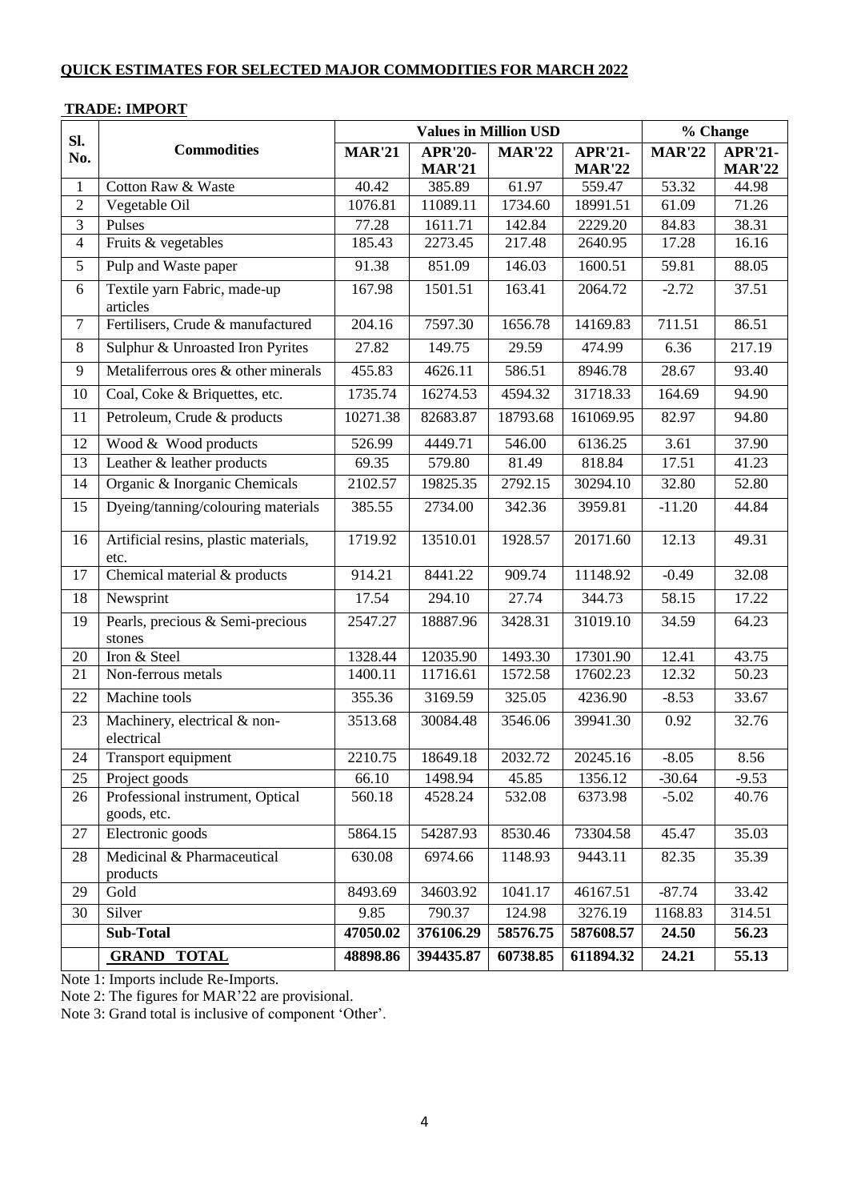**QUICK ESTIMATES FOR SELECTED MAJOR COMMODITIES FOR MARCH 2022**

**TRADE: IMPORT**

| Sl. No. | Commodities | Values in Million USD | | | | % Change | |
|---|---|---|---|---|---|---|---|
| | | **MAR'21** | **APR'20-MAR'21** | **MAR'22** | **APR'21-MAR'22** | **MAR'22** | **APR'21-MAR'22** |
| 1 | Cotton Raw & Waste | 40.42 | 385.89 | 61.97 | 559.47 | 53.32 | 44.98 |
| 2 | Vegetable Oil | 1076.81 | 11089.11 | 1734.60 | 18991.51 | 61.09 | 71.26 |
| 3 | Pulses | 77.28 | 1611.71 | 142.84 | 2229.20 | 84.83 | 38.31 |
| 4 | Fruits & vegetables | 185.43 | 2273.45 | 217.48 | 2640.95 | 17.28 | 16.16 |
| 5 | Pulp and Waste paper | 91.38 | 851.09 | 146.03 | 1600.51 | 59.81 | 88.05 |
| 6 | Textile yarn Fabric, made-up articles | 167.98 | 1501.51 | 163.41 | 2064.72 | -2.72 | 37.51 |
| 7 | Fertilisers, Crude & manufactured | 204.16 | 7597.30 | 1656.78 | 14169.83 | 711.51 | 86.51 |
| 8 | Sulphur & Unroasted Iron Pyrites | 27.82 | 149.75 | 29.59 | 474.99 | 6.36 | 217.19 |
| 9 | Metaliferrous ores & other minerals | 455.83 | 4626.11 | 586.51 | 8946.78 | 28.67 | 93.40 |
| 10 | Coal, Coke & Briquettes, etc. | 1735.74 | 16274.53 | 4594.32 | 31718.33 | 164.69 | 94.90 |
| 11 | Petroleum, Crude & products | 10271.38 | 82683.87 | 18793.68 | 161069.95 | 82.97 | 94.80 |
| 12 | Wood & Wood products | 526.99 | 4449.71 | 546.00 | 6136.25 | 3.61 | 37.90 |
| 13 | Leather & leather products | 69.35 | 579.80 | 81.49 | 818.84 | 17.51 | 41.23 |
| 14 | Organic & Inorganic Chemicals | 2102.57 | 19825.35 | 2792.15 | 30294.10 | 32.80 | 52.80 |
| 15 | Dyeing/tanning/colouring materials | 385.55 | 2734.00 | 342.36 | 3959.81 | -11.20 | 44.84 |
| 16 | Artificial resins, plastic materials, etc. | 1719.92 | 13510.01 | 1928.57 | 20171.60 | 12.13 | 49.31 |
| 17 | Chemical material & products | 914.21 | 8441.22 | 909.74 | 11148.92 | -0.49 | 32.08 |
| 18 | Newsprint | 17.54 | 294.10 | 27.74 | 344.73 | 58.15 | 17.22 |
| 19 | Pearls, precious & Semi-precious stones | 2547.27 | 18887.96 | 3428.31 | 31019.10 | 34.59 | 64.23 |
| 20 | Iron & Steel | 1328.44 | 12035.90 | 1493.30 | 17301.90 | 12.41 | 43.75 |
| 21 | Non-ferrous metals | 1400.11 | 11716.61 | 1572.58 | 17602.23 | 12.32 | 50.23 |
| 22 | Machine tools | 355.36 | 3169.59 | 325.05 | 4236.90 | -8.53 | 33.67 |
| 23 | Machinery, electrical & non-electrical | 3513.68 | 30084.48 | 3546.06 | 39941.30 | 0.92 | 32.76 |
| 24 | Transport equipment | 2210.75 | 18649.18 | 2032.72 | 20245.16 | -8.05 | 8.56 |
| 25 | Project goods | 66.10 | 1498.94 | 45.85 | 1356.12 | -30.64 | -9.53 |
| 26 | Professional instrument, Optical goods, etc. | 560.18 | 4528.24 | 532.08 | 6373.98 | -5.02 | 40.76 |
| 27 | Electronic goods | 5864.15 | 54287.93 | 8530.46 | 73304.58 | 45.47 | 35.03 |
| 28 | Medicinal & Pharmaceutical products | 630.08 | 6974.66 | 1148.93 | 9443.11 | 82.35 | 35.39 |
| 29 | Gold | 8493.69 | 34603.92 | 1041.17 | 46167.51 | -87.74 | 33.42 |
| 30 | Silver | 9.85 | 790.37 | 124.98 | 3276.19 | 1168.83 | 314.51 |
| | **Sub-Total** | **47050.02** | **376106.29** | **58576.75** | **587608.57** | **24.50** | **56.23** |
| | **GRAND TOTAL** | **48898.86** | **394435.87** | **60738.85** | **611894.32** | **24.21** | **55.13** |

Note 1: Imports include Re-Imports.

Note 2: The figures for MAR'22 are provisional.

Note 3: Grand total is inclusive of component 'Other'.